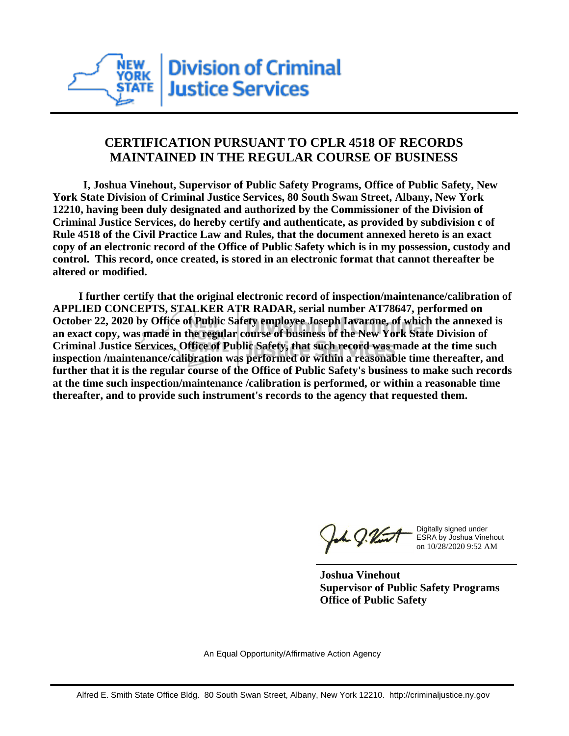New York State Division of Criminal Justice Services

## CERTIFICATION PURSUANT TO CPLR 4518 OF RECORDS MAINTAINED IN THE REGULAR COURSE OF BUSINESS

**I, Joshua Vinehout, Supervisor of Public Safety Programs, Office of Public Safety, New York State Division of Criminal Justice Services, 80 South Swan Street, Albany, New York 12210, having been duly designated and authorized by the Commissioner of the Division of Criminal Justice Services, do hereby certify and authenticate, as provided by subdivision c of Rule 4518 of the Civil Practice Law and Rules, that the document annexed hereto is an exact copy of an electronic record of the Office of Public Safety which is in my possession, custody and control. This record, once created, is stored in an electronic format that cannot thereafter be altered or modified.**

**I further certify that the original electronic record of inspection/maintenance/calibration of APPLIED CONCEPTS, STALKER ATR RADAR, serial number AT78647, performed on October 22, 2020 by Office of Public Safety employee Joseph Iavarone, of which the annexed is an exact copy, was made in the regular course of business of the New York State Division of Criminal Justice Services, Office of Public Safety, that such record was made at the time such inspection /maintenance/calibration was performed or within a reasonable time thereafter, and further that it is the regular course of the Office of Public Safety's business to make such records at the time such inspection/maintenance /calibration is performed, or within a reasonable time thereafter, and to provide such instrument's records to the agency that requested them.**

Digitally signed under ESRA by Joshua Vinehout on 10/28/2020 9:52 AM

**Joshua Vinehout**
**Supervisor of Public Safety Programs**
**Office of Public Safety**

An Equal Opportunity/Affirmative Action Agency

Alfred E. Smith State Office Bldg. 80 South Swan Street, Albany, New York 12210. http://criminaljustice.ny.gov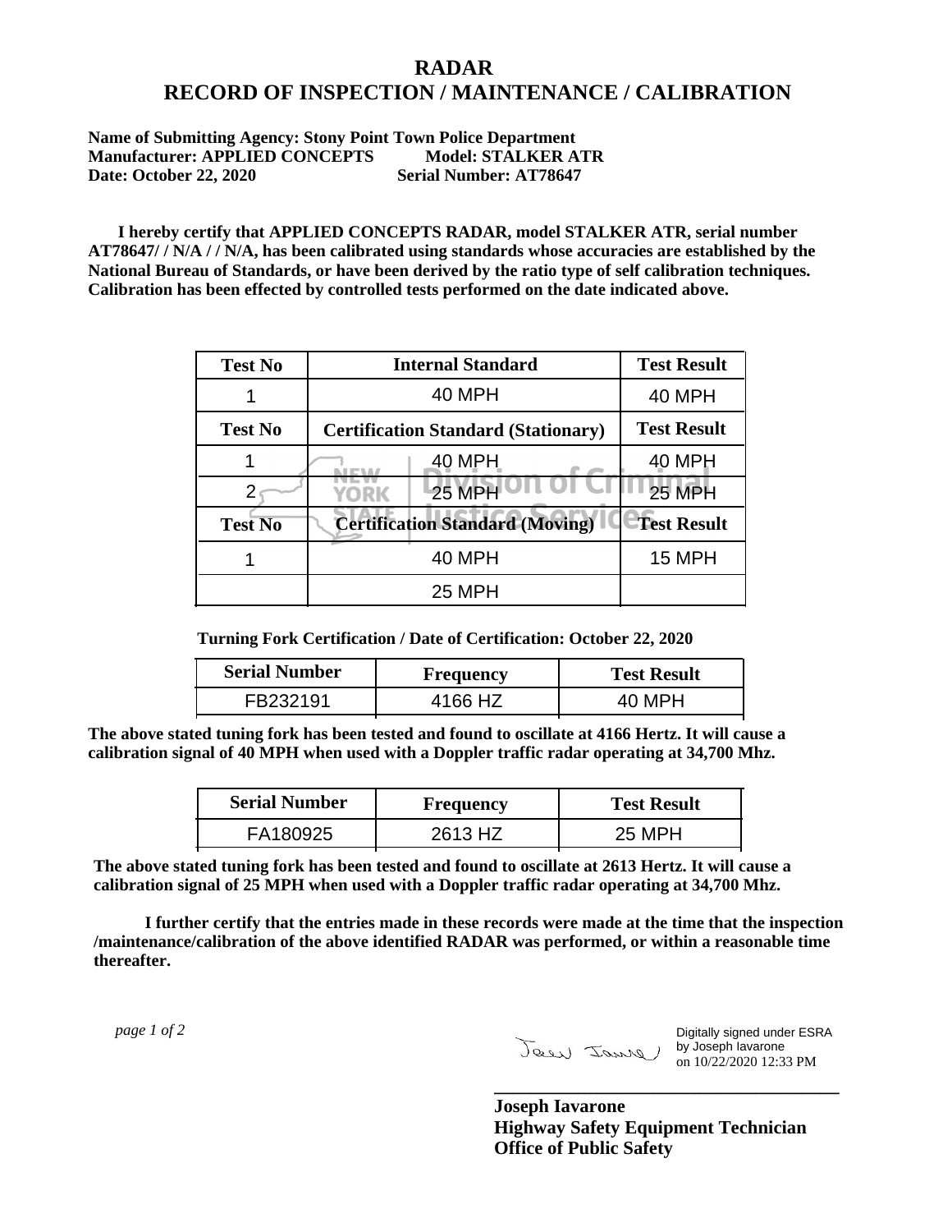# RADAR
# RECORD OF INSPECTION / MAINTENANCE / CALIBRATION

**Name of Submitting Agency: Stony Point Town Police Department**
**Manufacturer: APPLIED CONCEPTS Model: STALKER ATR**
**Date: October 22, 2020 Serial Number: AT78647**

**I hereby certify that APPLIED CONCEPTS RADAR, model STALKER ATR, serial number AT78647/ / N/A / / N/A, has been calibrated using standards whose accuracies are established by the National Bureau of Standards, or have been derived by the ratio type of self calibration techniques. Calibration has been effected by controlled tests performed on the date indicated above.**

| Test No | Internal Standard | Test Result |
|---|---|---|
| 1 | 40 MPH | 40 MPH |
| **Test No** | **Certification Standard (Stationary)** | **Test Result** |
| 1 | 40 MPH | 40 MPH |
| 2 | 25 MPH | 25 MPH |
| **Test No** | **Certification Standard (Moving)** | **Test Result** |
| 1 | 40 MPH | 15 MPH |
| | 25 MPH | |

**Turning Fork Certification / Date of Certification: October 22, 2020**

| Serial Number | Frequency | Test Result |
|---|---|---|
| FB232191 | 4166 HZ | 40 MPH |

**The above stated tuning fork has been tested and found to oscillate at 4166 Hertz. It will cause a calibration signal of 40 MPH when used with a Doppler traffic radar operating at 34,700 Mhz.**

| Serial Number | Frequency | Test Result |
|---|---|---|
| FA180925 | 2613 HZ | 25 MPH |

**The above stated tuning fork has been tested and found to oscillate at 2613 Hertz. It will cause a calibration signal of 25 MPH when used with a Doppler traffic radar operating at 34,700 Mhz.**

**I further certify that the entries made in these records were made at the time that the inspection /maintenance/calibration of the above identified RADAR was performed, or within a reasonable time thereafter.**

Digitally signed under ESRA by Joseph Iavarone on 10/22/2020 12:33 PM

**Joseph Iavarone**
**Highway Safety Equipment Technician**
**Office of Public Safety**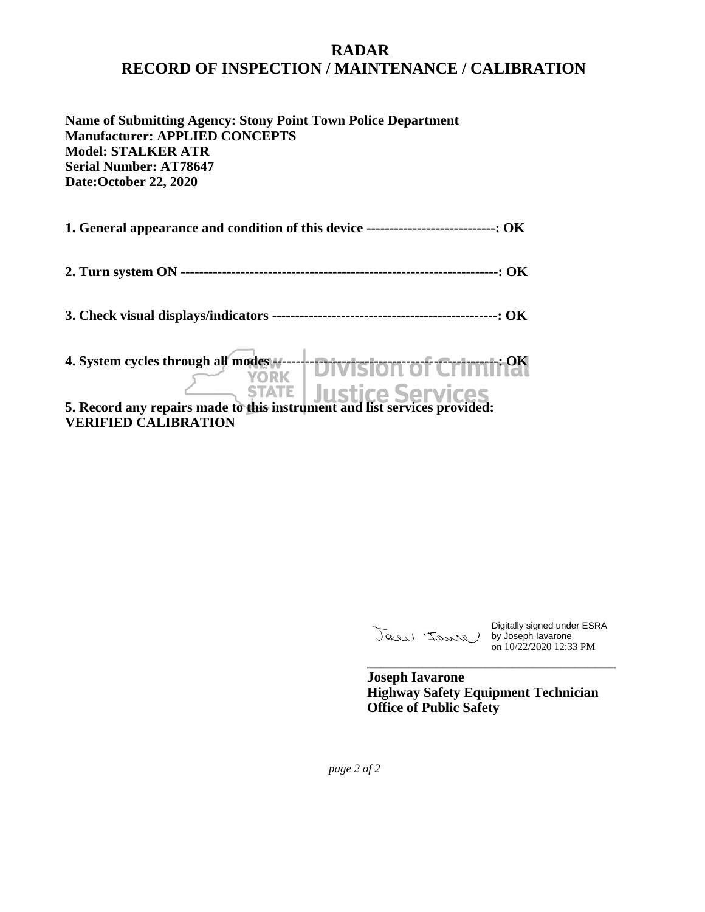# RADAR
## RECORD OF INSPECTION / MAINTENANCE / CALIBRATION

**Name of Submitting Agency: Stony Point Town Police Department**
**Manufacturer: APPLIED CONCEPTS**
**Model: STALKER ATR**
**Serial Number: AT78647**
**Date:October 22, 2020**

**1. General appearance and condition of this device ----------------------------: OK**

**2. Turn system ON --------------------------------------------------------------------: OK**

**3. Check visual displays/indicators -------------------------------------------------: OK**

**4. System cycles through all modes -------------------------------------------------: OK**

**5. Record any repairs made to this instrument and list services provided:**
**VERIFIED CALIBRATION**

Digitally signed under ESRA by Joseph Iavarone on 10/22/2020 12:33 PM

**Joseph Iavarone**
**Highway Safety Equipment Technician**
**Office of Public Safety**